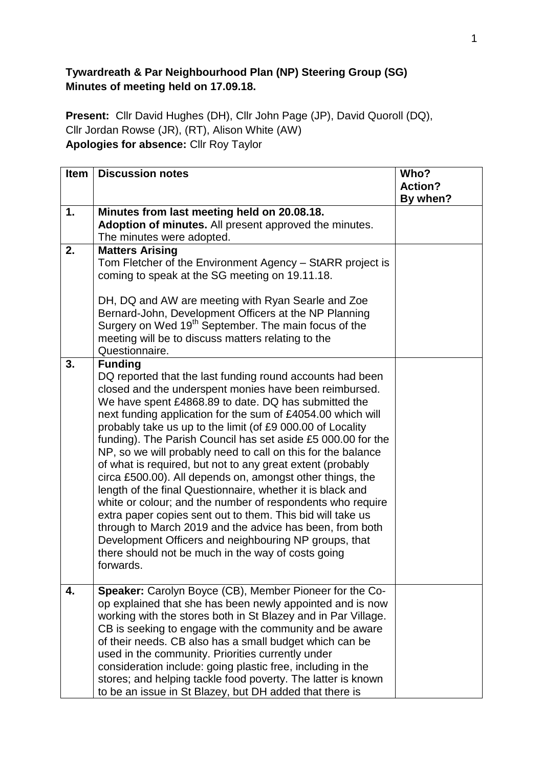**Tywardreath & Par Neighbourhood Plan (NP) Steering Group (SG)**
**Minutes of meeting held on 17.09.18.**

**Present:** Cllr David Hughes (DH), Cllr John Page (JP), David Quoroll (DQ), Cllr Jordan Rowse (JR), (RT), Alison White (AW)
**Apologies for absence:** Cllr Roy Taylor

| Item | Discussion notes | Who? Action? By when? |
|---|---|---|
| 1. | **Minutes from last meeting held on 20.08.18.** **Adoption of minutes.** All present approved the minutes. The minutes were adopted. | |
| 2. | **Matters Arising** Tom Fletcher of the Environment Agency – StARR project is coming to speak at the SG meeting on 19.11.18. <br><br> DH, DQ and AW are meeting with Ryan Searle and Zoe Bernard-John, Development Officers at the NP Planning Surgery on Wed 19th September. The main focus of the meeting will be to discuss matters relating to the Questionnaire. | |
| 3. | **Funding** DQ reported that the last funding round accounts had been closed and the underspent monies have been reimbursed. We have spent £4868.89 to date. DQ has submitted the next funding application for the sum of £4054.00 which will probably take us up to the limit (of £9 000.00 of Locality funding). The Parish Council has set aside £5 000.00 for the NP, so we will probably need to call on this for the balance of what is required, but not to any great extent (probably circa £500.00). All depends on, amongst other things, the length of the final Questionnaire, whether it is black and white or colour; and the number of respondents who require extra paper copies sent out to them. This bid will take us through to March 2019 and the advice has been, from both Development Officers and neighbouring NP groups, that there should not be much in the way of costs going forwards. | |
| 4. | **Speaker:** Carolyn Boyce (CB), Member Pioneer for the Co-op explained that she has been newly appointed and is now working with the stores both in St Blazey and in Par Village. CB is seeking to engage with the community and be aware of their needs. CB also has a small budget which can be used in the community. Priorities currently under consideration include: going plastic free, including in the stores; and helping tackle food poverty. The latter is known to be an issue in St Blazey, but DH added that there is | |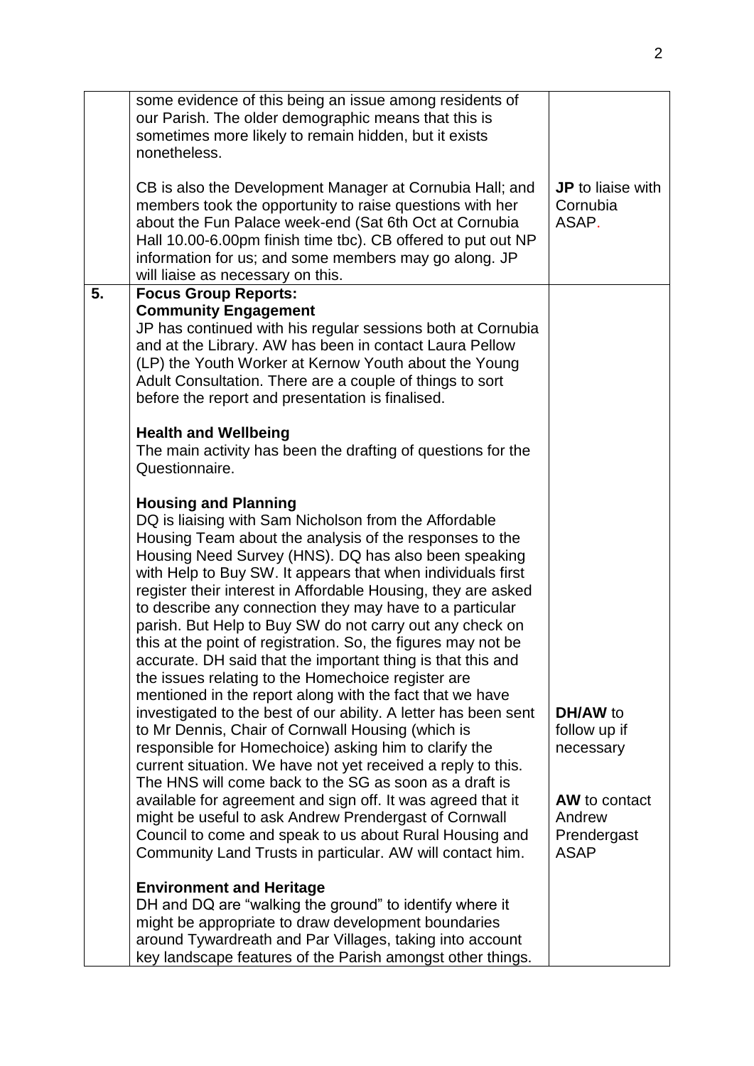| | | |
|---|---|---|
| | some evidence of this being an issue among residents of our Parish. The older demographic means that this is sometimes more likely to remain hidden, but it exists nonetheless.<br><br>CB is also the Development Manager at Cornubia Hall; and members took the opportunity to raise questions with her about the Fun Palace week-end (Sat 6th Oct at Cornubia Hall 10.00-6.00pm finish time tbc). CB offered to put out NP information for us; and some members may go along. JP will liaise as necessary on this. | **JP** to liaise with Cornubia ASAP. |
| **5.** | **Focus Group Reports:**<br>**Community Engagement**<br>JP has continued with his regular sessions both at Cornubia and at the Library. AW has been in contact Laura Pellow (LP) the Youth Worker at Kernow Youth about the Young Adult Consultation. There are a couple of things to sort before the report and presentation is finalised.<br><br>**Health and Wellbeing**<br>The main activity has been the drafting of questions for the Questionnaire.<br><br>**Housing and Planning**<br>DQ is liaising with Sam Nicholson from the Affordable Housing Team about the analysis of the responses to the Housing Need Survey (HNS). DQ has also been speaking with Help to Buy SW. It appears that when individuals first register their interest in Affordable Housing, they are asked to describe any connection they may have to a particular parish. But Help to Buy SW do not carry out any check on this at the point of registration. So, the figures may not be accurate. DH said that the important thing is that this and the issues relating to the Homechoice register are mentioned in the report along with the fact that we have investigated to the best of our ability. A letter has been sent to Mr Dennis, Chair of Cornwall Housing (which is responsible for Homechoice) asking him to clarify the current situation. We have not yet received a reply to this. The HNS will come back to the SG as soon as a draft is available for agreement and sign off. It was agreed that it might be useful to ask Andrew Prendergast of Cornwall Council to come and speak to us about Rural Housing and Community Land Trusts in particular. AW will contact him.<br><br>**Environment and Heritage**<br>DH and DQ are "walking the ground" to identify where it might be appropriate to draw development boundaries around Tywardreath and Par Villages, taking into account key landscape features of the Parish amongst other things. | **DH/AW** to follow up if necessary<br><br>**AW** to contact Andrew Prendergast ASAP |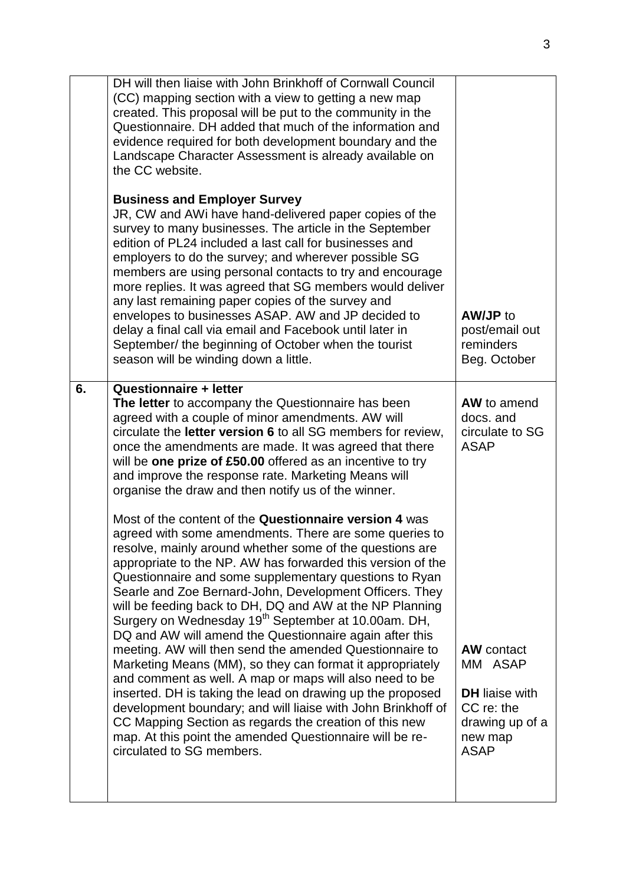| | | |
|---|---|---|
| | DH will then liaise with John Brinkhoff of Cornwall Council (CC) mapping section with a view to getting a new map created. This proposal will be put to the community in the Questionnaire. DH added that much of the information and evidence required for both development boundary and the Landscape Character Assessment is already available on the CC website.<br><br>**Business and Employer Survey**<br>JR, CW and AWi have hand-delivered paper copies of the survey to many businesses. The article in the September edition of PL24 included a last call for businesses and employers to do the survey; and wherever possible SG members are using personal contacts to try and encourage more replies. It was agreed that SG members would deliver any last remaining paper copies of the survey and envelopes to businesses ASAP. AW and JP decided to delay a final call via email and Facebook until later in September/ the beginning of October when the tourist season will be winding down a little. | **AW/JP** to post/email out reminders Beg. October |
| **6.** | **Questionnaire + letter**<br>**The letter** to accompany the Questionnaire has been agreed with a couple of minor amendments. AW will circulate the **letter version 6** to all SG members for review, once the amendments are made. It was agreed that there will be **one prize of £50.00** offered as an incentive to try and improve the response rate. Marketing Means will organise the draw and then notify us of the winner.<br><br>Most of the content of the **Questionnaire version 4** was agreed with some amendments. There are some queries to resolve, mainly around whether some of the questions are appropriate to the NP. AW has forwarded this version of the Questionnaire and some supplementary questions to Ryan Searle and Zoe Bernard-John, Development Officers. They will be feeding back to DH, DQ and AW at the NP Planning Surgery on Wednesday 19th September at 10.00am. DH, DQ and AW will amend the Questionnaire again after this meeting. AW will then send the amended Questionnaire to Marketing Means (MM), so they can format it appropriately and comment as well. A map or maps will also need to be inserted. DH is taking the lead on drawing up the proposed development boundary; and will liaise with John Brinkhoff of CC Mapping Section as regards the creation of this new map. At this point the amended Questionnaire will be re-circulated to SG members. | **AW** to amend docs. and circulate to SG ASAP<br><br>**AW** contact MM ASAP<br><br>**DH** liaise with CC re: the drawing up of a new map ASAP |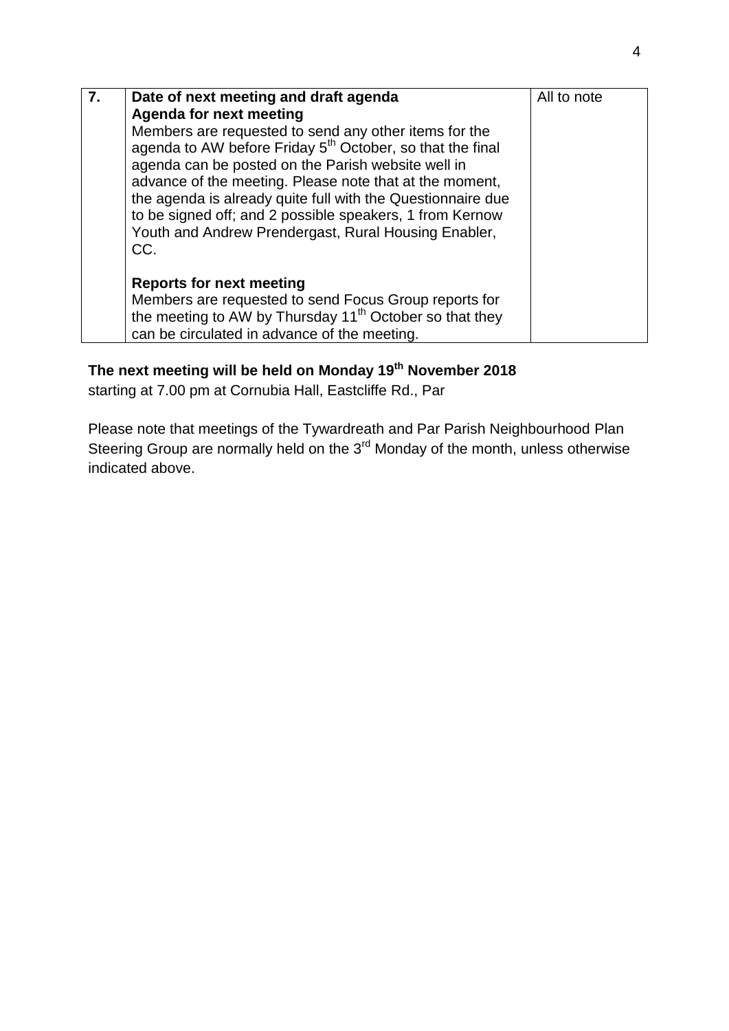| | | |
|---|---|---|
| **7.** | **Date of next meeting and draft agenda**<br>**Agenda for next meeting**<br>Members are requested to send any other items for the agenda to AW before Friday 5th October, so that the final agenda can be posted on the Parish website well in advance of the meeting. Please note that at the moment, the agenda is already quite full with the Questionnaire due to be signed off; and 2 possible speakers, 1 from Kernow Youth and Andrew Prendergast, Rural Housing Enabler, CC.<br><br>**Reports for next meeting**<br>Members are requested to send Focus Group reports for the meeting to AW by Thursday 11th October so that they can be circulated in advance of the meeting. | All to note |

**The next meeting will be held on Monday 19th November 2018**
starting at 7.00 pm at Cornubia Hall, Eastcliffe Rd., Par

Please note that meetings of the Tywardreath and Par Parish Neighbourhood Plan Steering Group are normally held on the 3rd Monday of the month, unless otherwise indicated above.